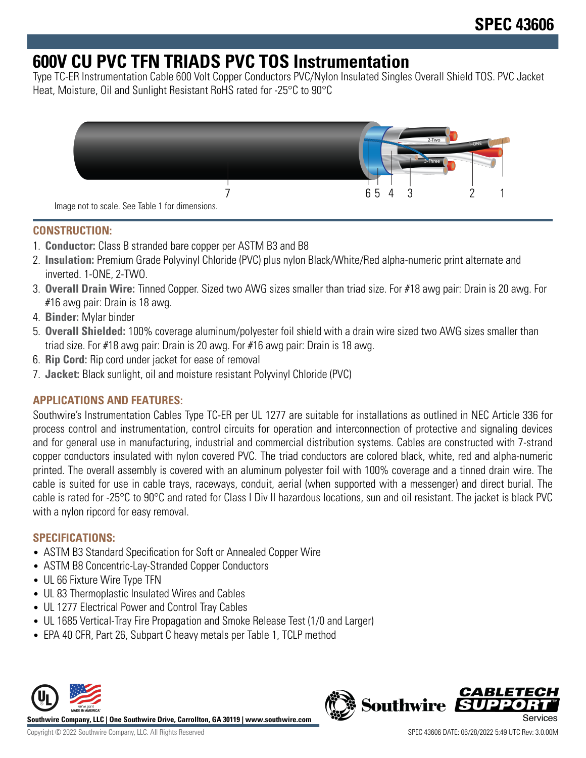SPEC 43606

# 600V CU PVC TFN TRIADS PVC TOS Instrumentation

Type TC-ER Instrumentation Cable 600 Volt Copper Conductors PVC/Nylon Insulated Singles Overall Shield TOS. PVC Jacket Heat, Moisture, Oil and Sunlight Resistant RoHS rated for -25°C to 90°C

Image not to scale. See Table 1 for dimensions.

## CONSTRUCTION:

1. **Conductor:** Class B stranded bare copper per ASTM B3 and B8
2. **Insulation:** Premium Grade Polyvinyl Chloride (PVC) plus nylon Black/White/Red alpha-numeric print alternate and inverted. 1-ONE, 2-TWO.
3. **Overall Drain Wire:** Tinned Copper. Sized two AWG sizes smaller than triad size. For #18 awg pair: Drain is 20 awg. For #16 awg pair: Drain is 18 awg.
4. **Binder:** Mylar binder
5. **Overall Shielded:** 100% coverage aluminum/polyester foil shield with a drain wire sized two AWG sizes smaller than triad size. For #18 awg pair: Drain is 20 awg. For #16 awg pair: Drain is 18 awg.
6. **Rip Cord:** Rip cord under jacket for ease of removal
7. **Jacket:** Black sunlight, oil and moisture resistant Polyvinyl Chloride (PVC)

## APPLICATIONS AND FEATURES:

Southwire's Instrumentation Cables Type TC-ER per UL 1277 are suitable for installations as outlined in NEC Article 336 for process control and instrumentation, control circuits for operation and interconnection of protective and signaling devices and for general use in manufacturing, industrial and commercial distribution systems. Cables are constructed with 7-strand copper conductors insulated with nylon covered PVC. The triad conductors are colored black, white, red and alpha-numeric printed. The overall assembly is covered with an aluminum polyester foil with 100% coverage and a tinned drain wire. The cable is suited for use in cable trays, raceways, conduit, aerial (when supported with a messenger) and direct burial. The cable is rated for -25°C to 90°C and rated for Class I Div II hazardous locations, sun and oil resistant. The jacket is black PVC with a nylon ripcord for easy removal.

## SPECIFICATIONS:

- ASTM B3 Standard Specification for Soft or Annealed Copper Wire
- ASTM B8 Concentric-Lay-Stranded Copper Conductors
- UL 66 Fixture Wire Type TFN
- UL 83 Thermoplastic Insulated Wires and Cables
- UL 1277 Electrical Power and Control Tray Cables
- UL 1685 Vertical-Tray Fire Propagation and Smoke Release Test (1/0 and Larger)
- EPA 40 CFR, Part 26, Subpart C heavy metals per Table 1, TCLP method

Southwire Company, LLC | One Southwire Drive, Carrollton, GA 30119 | www.southwire.com

Copyright © 2022 Southwire Company, LLC. All Rights Reserved

SPEC 43606 DATE: 06/28/2022 5:49 UTC Rev: 3.0.00M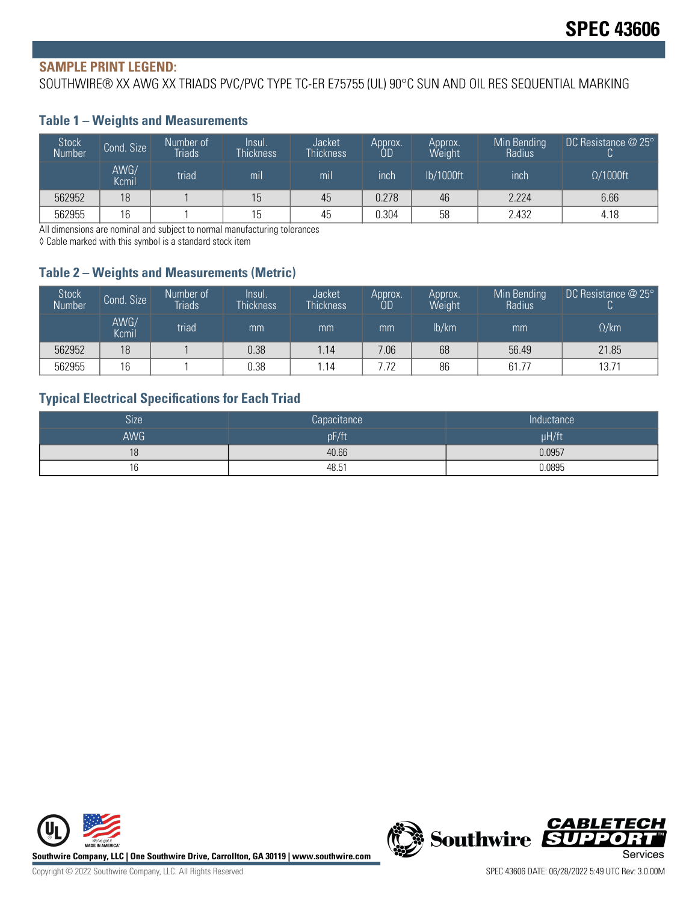# SPEC 43606

**SAMPLE PRINT LEGEND:**

SOUTHWIRE® XX AWG XX TRIADS PVC/PVC TYPE TC-ER E75755 (UL) 90°C SUN AND OIL RES SEQUENTIAL MARKING

## Table 1 – Weights and Measurements

| Stock Number | Cond. Size | Number of Triads | Insul. Thickness | Jacket Thickness | Approx. OD | Approx. Weight | Min Bending Radius | DC Resistance @ 25° C |
|---|---|---|---|---|---|---|---|---|
| | AWG/ Kcmil | triad | mil | mil | inch | lb/1000ft | inch | Ω/1000ft |
| 562952 | 18 | 1 | 15 | 45 | 0.278 | 46 | 2.224 | 6.66 |
| 562955 | 16 | 1 | 15 | 45 | 0.304 | 58 | 2.432 | 4.18 |

All dimensions are nominal and subject to normal manufacturing tolerances

◊ Cable marked with this symbol is a standard stock item

## Table 2 – Weights and Measurements (Metric)

| Stock Number | Cond. Size | Number of Triads | Insul. Thickness | Jacket Thickness | Approx. OD | Approx. Weight | Min Bending Radius | DC Resistance @ 25° C |
|---|---|---|---|---|---|---|---|---|
| | AWG/ Kcmil | triad | mm | mm | mm | lb/km | mm | Ω/km |
| 562952 | 18 | 1 | 0.38 | 1.14 | 7.06 | 68 | 56.49 | 21.85 |
| 562955 | 16 | 1 | 0.38 | 1.14 | 7.72 | 86 | 61.77 | 13.71 |

## Typical Electrical Specifications for Each Triad

| Size | Capacitance | Inductance |
|---|---|---|
| AWG | pF/ft | μH/ft |
| 18 | 40.66 | 0.0957 |
| 16 | 48.51 | 0.0895 |

Southwire Company, LLC | One Southwire Drive, Carrollton, GA 30119 | www.southwire.com

Copyright © 2022 Southwire Company, LLC. All Rights Reserved

SPEC 43606 DATE: 06/28/2022 5:49 UTC Rev: 3.0.00M